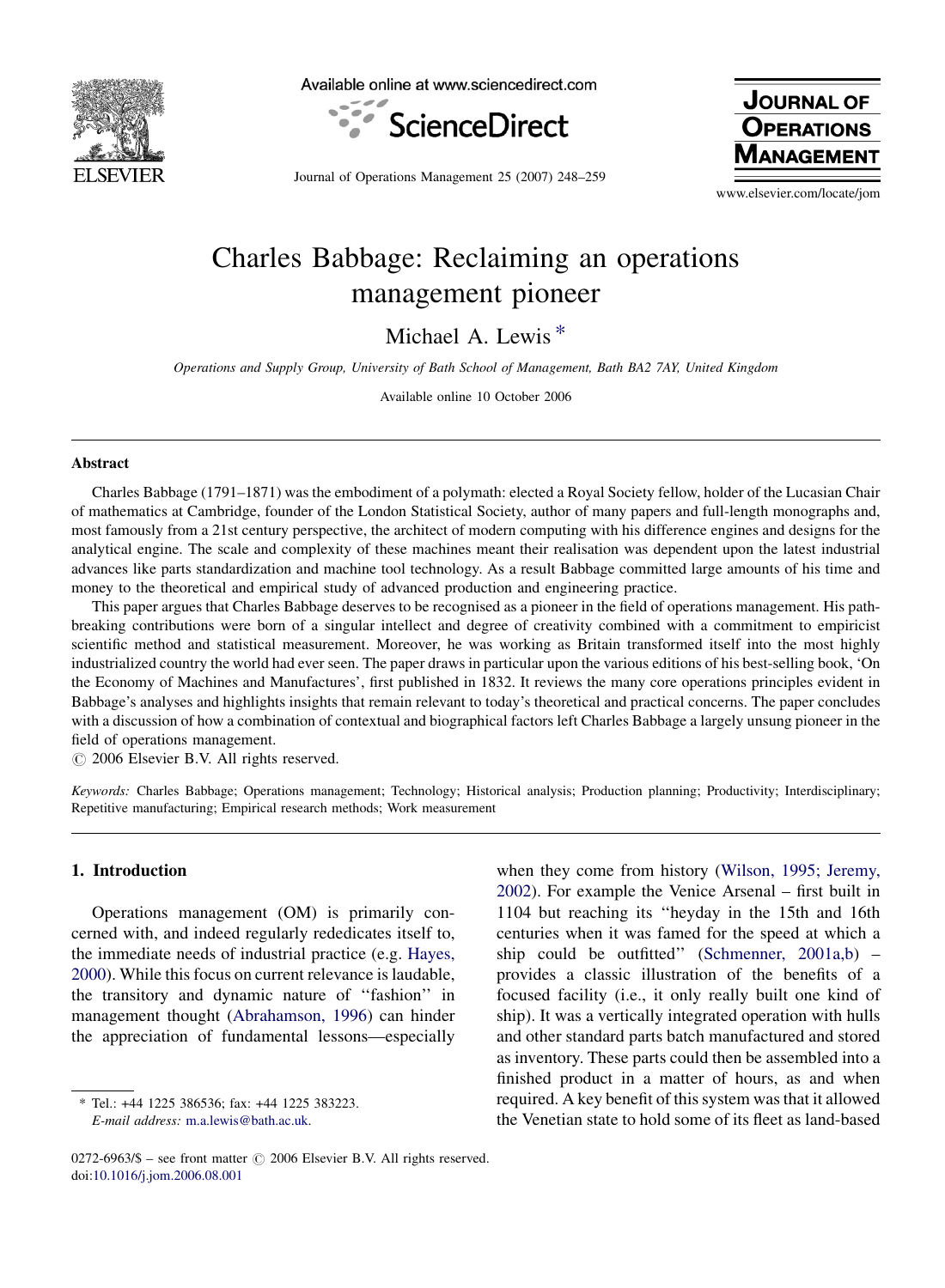# Charles Babbage: Reclaiming an operations management pioneer

Michael A. Lewis *

*Operations and Supply Group, University of Bath School of Management, Bath BA2 7AY, United Kingdom*

Available online 10 October 2006

## Abstract

Charles Babbage (1791–1871) was the embodiment of a polymath: elected a Royal Society fellow, holder of the Lucasian Chair of mathematics at Cambridge, founder of the London Statistical Society, author of many papers and full-length monographs and, most famously from a 21st century perspective, the architect of modern computing with his difference engines and designs for the analytical engine. The scale and complexity of these machines meant their realisation was dependent upon the latest industrial advances like parts standardization and machine tool technology. As a result Babbage committed large amounts of his time and money to the theoretical and empirical study of advanced production and engineering practice.

This paper argues that Charles Babbage deserves to be recognised as a pioneer in the field of operations management. His path-breaking contributions were born of a singular intellect and degree of creativity combined with a commitment to empiricist scientific method and statistical measurement. Moreover, he was working as Britain transformed itself into the most highly industrialized country the world had ever seen. The paper draws in particular upon the various editions of his best-selling book, 'On the Economy of Machines and Manufactures', first published in 1832. It reviews the many core operations principles evident in Babbage's analyses and highlights insights that remain relevant to today's theoretical and practical concerns. The paper concludes with a discussion of how a combination of contextual and biographical factors left Charles Babbage a largely unsung pioneer in the field of operations management.

© 2006 Elsevier B.V. All rights reserved.

*Keywords:* Charles Babbage; Operations management; Technology; Historical analysis; Production planning; Productivity; Interdisciplinary; Repetitive manufacturing; Empirical research methods; Work measurement

## 1. Introduction

Operations management (OM) is primarily concerned with, and indeed regularly rededicates itself to, the immediate needs of industrial practice (e.g. Hayes, 2000). While this focus on current relevance is laudable, the transitory and dynamic nature of "fashion" in management thought (Abrahamson, 1996) can hinder the appreciation of fundamental lessons—especially when they come from history (Wilson, 1995; Jeremy, 2002). For example the Venice Arsenal – first built in 1104 but reaching its "heyday in the 15th and 16th centuries when it was famed for the speed at which a ship could be outfitted" (Schmenner, 2001a,b) – provides a classic illustration of the benefits of a focused facility (i.e., it only really built one kind of ship). It was a vertically integrated operation with hulls and other standard parts batch manufactured and stored as inventory. These parts could then be assembled into a finished product in a matter of hours, as and when required. A key benefit of this system was that it allowed the Venetian state to hold some of its fleet as land-based

* Tel.: +44 1225 386536; fax: +44 1225 383223.
*E-mail address:* m.a.lewis@bath.ac.uk.

0272-6963/$ – see front matter © 2006 Elsevier B.V. All rights reserved.
doi:10.1016/j.jom.2006.08.001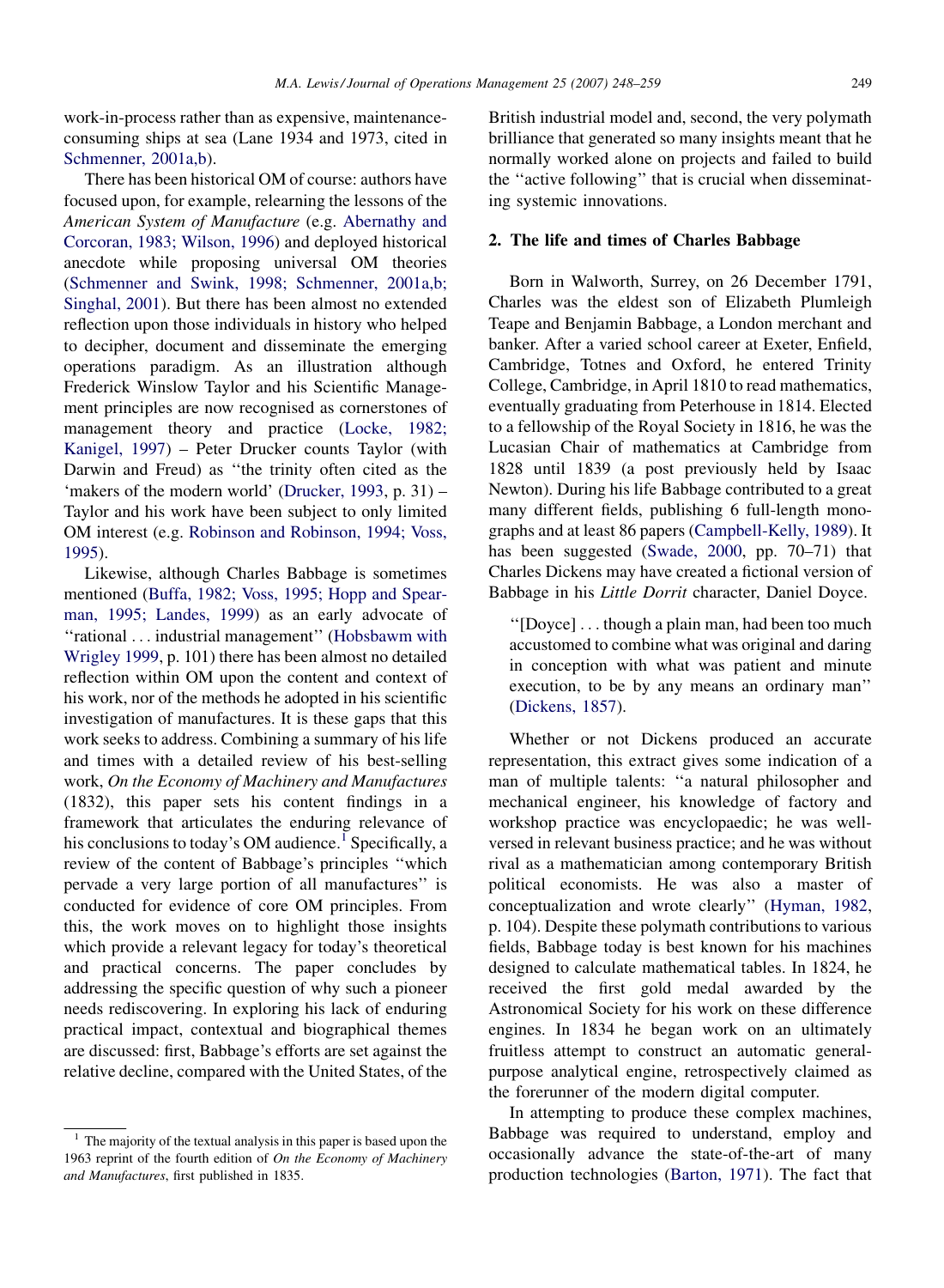work-in-process rather than as expensive, maintenance-consuming ships at sea (Lane 1934 and 1973, cited in Schmenner, 2001a,b).

There has been historical OM of course: authors have focused upon, for example, relearning the lessons of the *American System of Manufacture* (e.g. Abernathy and Corcoran, 1983; Wilson, 1996) and deployed historical anecdote while proposing universal OM theories (Schmenner and Swink, 1998; Schmenner, 2001a,b; Singhal, 2001). But there has been almost no extended reflection upon those individuals in history who helped to decipher, document and disseminate the emerging operations paradigm. As an illustration although Frederick Winslow Taylor and his Scientific Management principles are now recognised as cornerstones of management theory and practice (Locke, 1982; Kanigel, 1997) – Peter Drucker counts Taylor (with Darwin and Freud) as ''the trinity often cited as the 'makers of the modern world' (Drucker, 1993, p. 31) – Taylor and his work have been subject to only limited OM interest (e.g. Robinson and Robinson, 1994; Voss, 1995).

Likewise, although Charles Babbage is sometimes mentioned (Buffa, 1982; Voss, 1995; Hopp and Spearman, 1995; Landes, 1999) as an early advocate of ''rational . . . industrial management'' (Hobsbawm with Wrigley 1999, p. 101) there has been almost no detailed reflection within OM upon the content and context of his work, nor of the methods he adopted in his scientific investigation of manufactures. It is these gaps that this work seeks to address. Combining a summary of his life and times with a detailed review of his best-selling work, *On the Economy of Machinery and Manufactures* (1832), this paper sets his content findings in a framework that articulates the enduring relevance of his conclusions to today's OM audience.[1] Specifically, a review of the content of Babbage's principles ''which pervade a very large portion of all manufactures'' is conducted for evidence of core OM principles. From this, the work moves on to highlight those insights which provide a relevant legacy for today's theoretical and practical concerns. The paper concludes by addressing the specific question of why such a pioneer needs rediscovering. In exploring his lack of enduring practical impact, contextual and biographical themes are discussed: first, Babbage's efforts are set against the relative decline, compared with the United States, of the British industrial model and, second, the very polymath brilliance that generated so many insights meant that he normally worked alone on projects and failed to build the ''active following'' that is crucial when disseminating systemic innovations.

## 2. The life and times of Charles Babbage

Born in Walworth, Surrey, on 26 December 1791, Charles was the eldest son of Elizabeth Plumleigh Teape and Benjamin Babbage, a London merchant and banker. After a varied school career at Exeter, Enfield, Cambridge, Totnes and Oxford, he entered Trinity College, Cambridge, in April 1810 to read mathematics, eventually graduating from Peterhouse in 1814. Elected to a fellowship of the Royal Society in 1816, he was the Lucasian Chair of mathematics at Cambridge from 1828 until 1839 (a post previously held by Isaac Newton). During his life Babbage contributed to a great many different fields, publishing 6 full-length monographs and at least 86 papers (Campbell-Kelly, 1989). It has been suggested (Swade, 2000, pp. 70–71) that Charles Dickens may have created a fictional version of Babbage in his *Little Dorrit* character, Daniel Doyce.

> ''[Doyce] . . . though a plain man, had been too much accustomed to combine what was original and daring in conception with what was patient and minute execution, to be by any means an ordinary man'' (Dickens, 1857).

Whether or not Dickens produced an accurate representation, this extract gives some indication of a man of multiple talents: ''a natural philosopher and mechanical engineer, his knowledge of factory and workshop practice was encyclopaedic; he was well-versed in relevant business practice; and he was without rival as a mathematician among contemporary British political economists. He was also a master of conceptualization and wrote clearly'' (Hyman, 1982, p. 104). Despite these polymath contributions to various fields, Babbage today is best known for his machines designed to calculate mathematical tables. In 1824, he received the first gold medal awarded by the Astronomical Society for his work on these difference engines. In 1834 he began work on an ultimately fruitless attempt to construct an automatic general-purpose analytical engine, retrospectively claimed as the forerunner of the modern digital computer.

In attempting to produce these complex machines, Babbage was required to understand, employ and occasionally advance the state-of-the-art of many production technologies (Barton, 1971). The fact that

[1] The majority of the textual analysis in this paper is based upon the 1963 reprint of the fourth edition of *On the Economy of Machinery and Manufactures*, first published in 1835.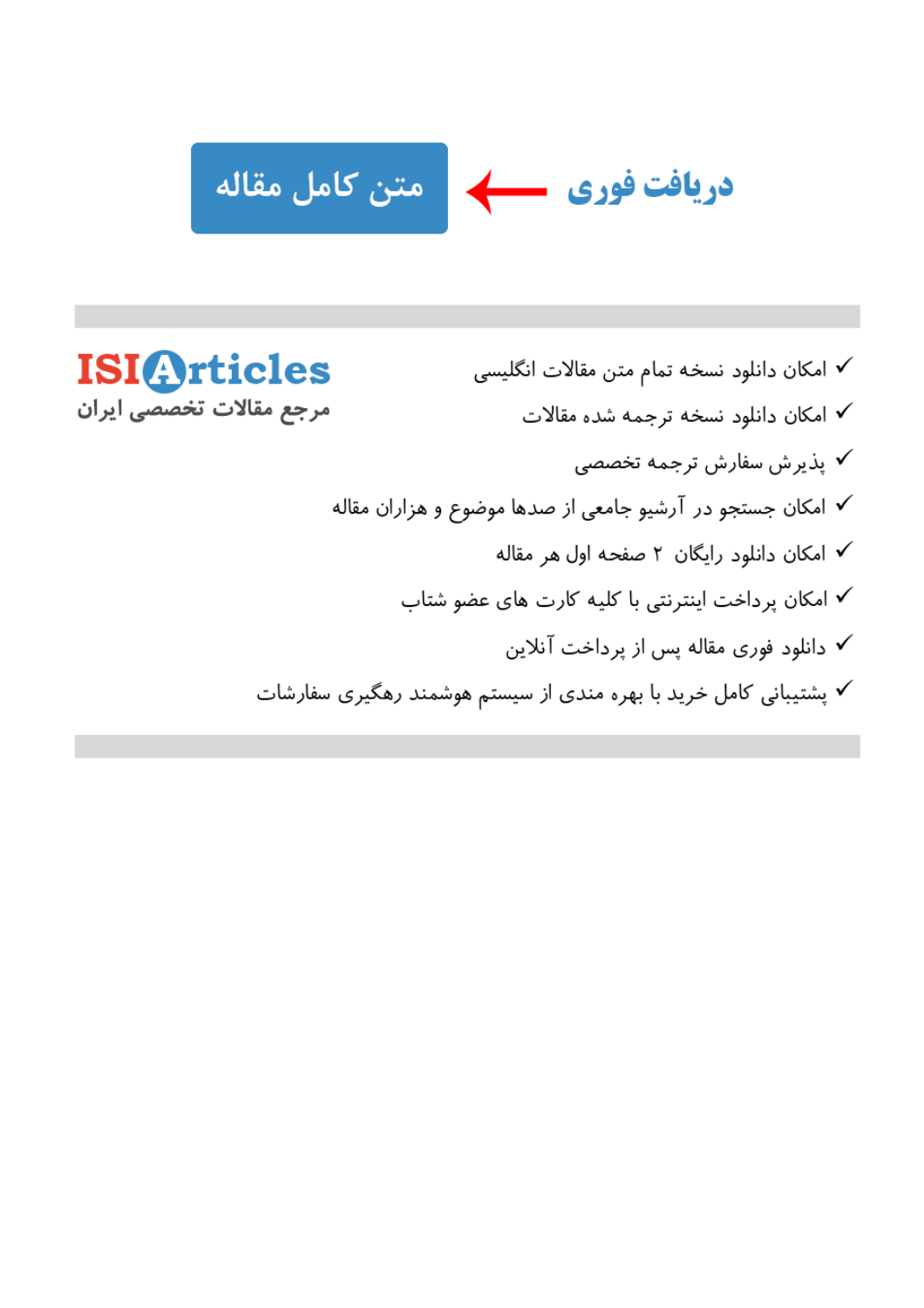دریافت فوری ← **متن کامل مقاله**

**ISIArticles**
مرجع مقالات تخصصی ایران

- ✓ امکان دانلود نسخه تمام متن مقالات انگلیسی
- ✓ امکان دانلود نسخه ترجمه شده مقالات
- ✓ پذیرش سفارش ترجمه تخصصی
- ✓ امکان جستجو در آرشیو جامعی از صدها موضوع و هزاران مقاله
- ✓ امکان دانلود رایگان ۲ صفحه اول هر مقاله
- ✓ امکان پرداخت اینترنتی با کلیه کارت های عضو شتاب
- ✓ دانلود فوری مقاله پس از پرداخت آنلاین
- ✓ پشتیبانی کامل خرید با بهره مندی از سیستم هوشمند رهگیری سفارشات